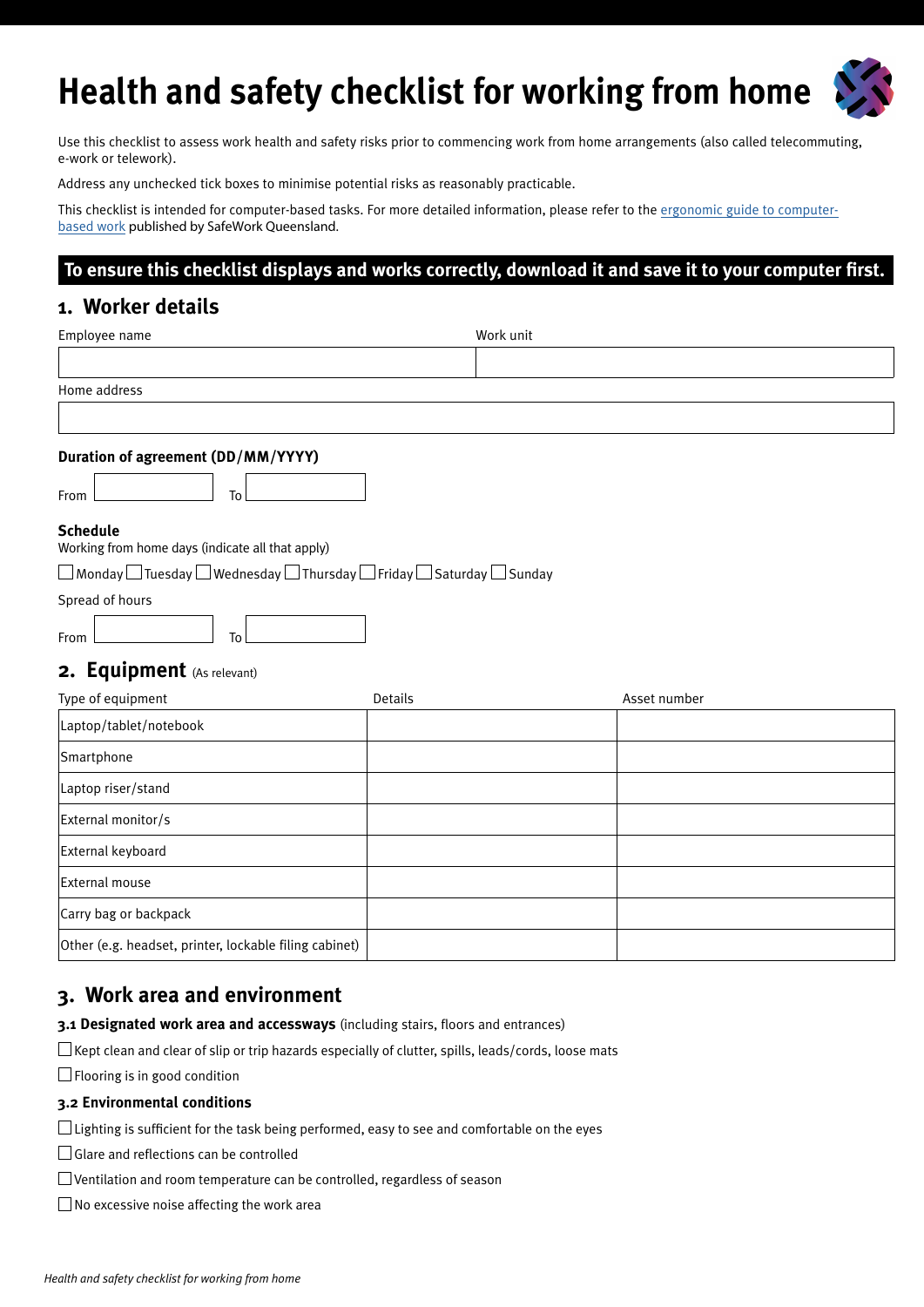# Health and safety checklist for working from home

Use this checklist to assess work health and safety risks prior to commencing work from home arrangements (also called telecommuting, e-work or telework).

Address any unchecked tick boxes to minimise potential risks as reasonably practicable.

This checklist is intended for computer-based tasks. For more detailed information, please refer to the [ergonomic guide to computer-based work](ergonomic guide to computer-based work) published by SafeWork Queensland.

**To ensure this checklist displays and works correctly, download it and save it to your computer first.**

## 1. Worker details

| Employee name | Work unit |
|---|---|
| | |

| Home address |
|---|
| |

**Duration of agreement (DD/MM/YYYY)**

From ________ To ________

**Schedule**

Working from home days (indicate all that apply)

☐ Monday ☐ Tuesday ☐ Wednesday ☐ Thursday ☐ Friday ☐ Saturday ☐ Sunday

Spread of hours

From ________ To ________

## 2. Equipment (As relevant)

| Type of equipment | Details | Asset number |
|---|---|---|
| Laptop/tablet/notebook | | |
| Smartphone | | |
| Laptop riser/stand | | |
| External monitor/s | | |
| External keyboard | | |
| External mouse | | |
| Carry bag or backpack | | |
| Other (e.g. headset, printer, lockable filing cabinet) | | |

## 3. Work area and environment

### 3.1 Designated work area and accessways (including stairs, floors and entrances)

☐ Kept clean and clear of slip or trip hazards especially of clutter, spills, leads/cords, loose mats

☐ Flooring is in good condition

### 3.2 Environmental conditions

☐ Lighting is sufficient for the task being performed, easy to see and comfortable on the eyes

☐ Glare and reflections can be controlled

☐ Ventilation and room temperature can be controlled, regardless of season

☐ No excessive noise affecting the work area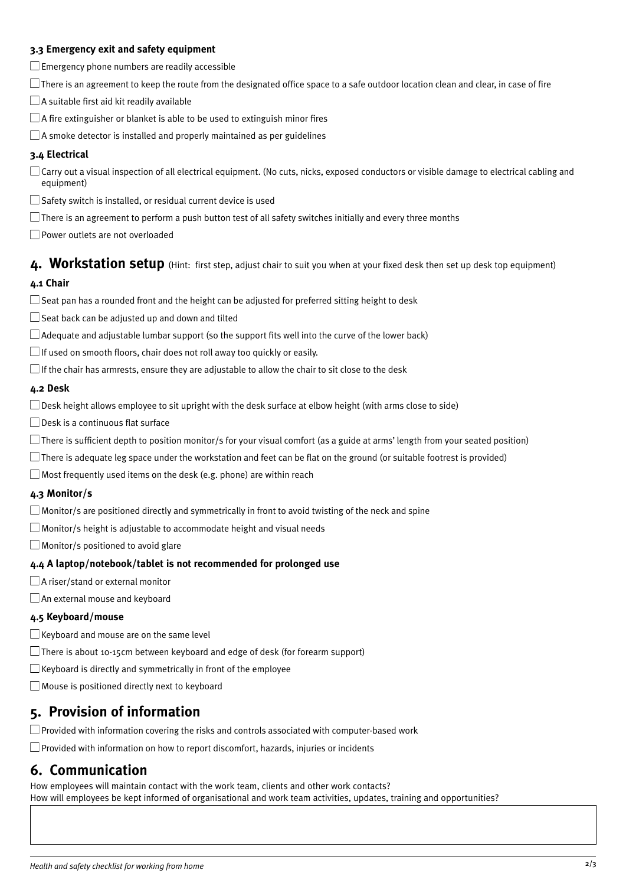### 3.3 Emergency exit and safety equipment

- ☐ Emergency phone numbers are readily accessible
- ☐ There is an agreement to keep the route from the designated office space to a safe outdoor location clean and clear, in case of fire
- ☐ A suitable first aid kit readily available
- ☐ A fire extinguisher or blanket is able to be used to extinguish minor fires
- ☐ A smoke detector is installed and properly maintained as per guidelines

### 3.4 Electrical

- ☐ Carry out a visual inspection of all electrical equipment. (No cuts, nicks, exposed conductors or visible damage to electrical cabling and equipment)
- ☐ Safety switch is installed, or residual current device is used
- ☐ There is an agreement to perform a push button test of all safety switches initially and every three months
- ☐ Power outlets are not overloaded

## 4. Workstation setup (Hint: first step, adjust chair to suit you when at your fixed desk then set up desk top equipment)

### 4.1 Chair

- ☐ Seat pan has a rounded front and the height can be adjusted for preferred sitting height to desk
- ☐ Seat back can be adjusted up and down and tilted
- ☐ Adequate and adjustable lumbar support (so the support fits well into the curve of the lower back)
- ☐ If used on smooth floors, chair does not roll away too quickly or easily.
- ☐ If the chair has armrests, ensure they are adjustable to allow the chair to sit close to the desk

### 4.2 Desk

- ☐ Desk height allows employee to sit upright with the desk surface at elbow height (with arms close to side)
- ☐ Desk is a continuous flat surface
- ☐ There is sufficient depth to position monitor/s for your visual comfort (as a guide at arms' length from your seated position)
- ☐ There is adequate leg space under the workstation and feet can be flat on the ground (or suitable footrest is provided)
- ☐ Most frequently used items on the desk (e.g. phone) are within reach

### 4.3 Monitor/s

- ☐ Monitor/s are positioned directly and symmetrically in front to avoid twisting of the neck and spine
- ☐ Monitor/s height is adjustable to accommodate height and visual needs
- ☐ Monitor/s positioned to avoid glare

### 4.4 A laptop/notebook/tablet is not recommended for prolonged use

- ☐ A riser/stand or external monitor
- ☐ An external mouse and keyboard

### 4.5 Keyboard/mouse

- ☐ Keyboard and mouse are on the same level
- ☐ There is about 10-15cm between keyboard and edge of desk (for forearm support)
- ☐ Keyboard is directly and symmetrically in front of the employee
- ☐ Mouse is positioned directly next to keyboard

## 5. Provision of information

- ☐ Provided with information covering the risks and controls associated with computer-based work
- ☐ Provided with information on how to report discomfort, hazards, injuries or incidents

## 6. Communication

How employees will maintain contact with the work team, clients and other work contacts?
How will employees be kept informed of organisational and work team activities, updates, training and opportunities?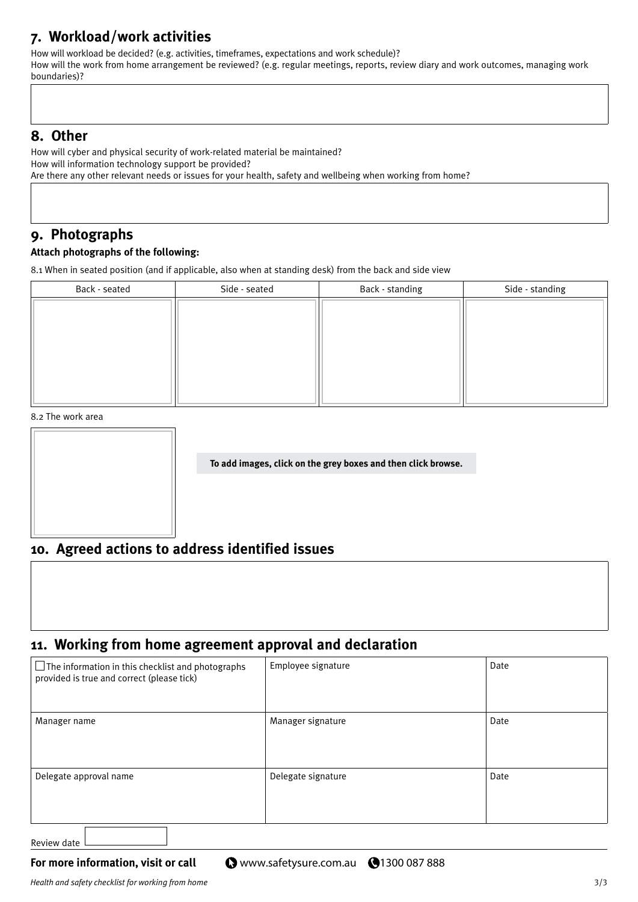## 7. Workload/work activities

How will workload be decided? (e.g. activities, timeframes, expectations and work schedule)?
How will the work from home arrangement be reviewed? (e.g. regular meetings, reports, review diary and work outcomes, managing work boundaries)?

## 8. Other

How will cyber and physical security of work-related material be maintained?
How will information technology support be provided?
Are there any other relevant needs or issues for your health, safety and wellbeing when working from home?

## 9. Photographs

**Attach photographs of the following:**

8.1 When in seated position (and if applicable, also when at standing desk) from the back and side view

| Back - seated | Side - seated | Back - standing | Side - standing |
|---|---|---|---|
| | | | |

8.2 The work area

**To add images, click on the grey boxes and then click browse.**

## 10. Agreed actions to address identified issues

## 11. Working from home agreement approval and declaration

| | | |
|---|---|---|
| ☐ The information in this checklist and photographs provided is true and correct (please tick) | Employee signature | Date |
| Manager name | Manager signature | Date |
| Delegate approval name | Delegate signature | Date |

Review date

**For more information, visit or call** www.safetysure.com.au 1300 087 888

*Health and safety checklist for working from home*